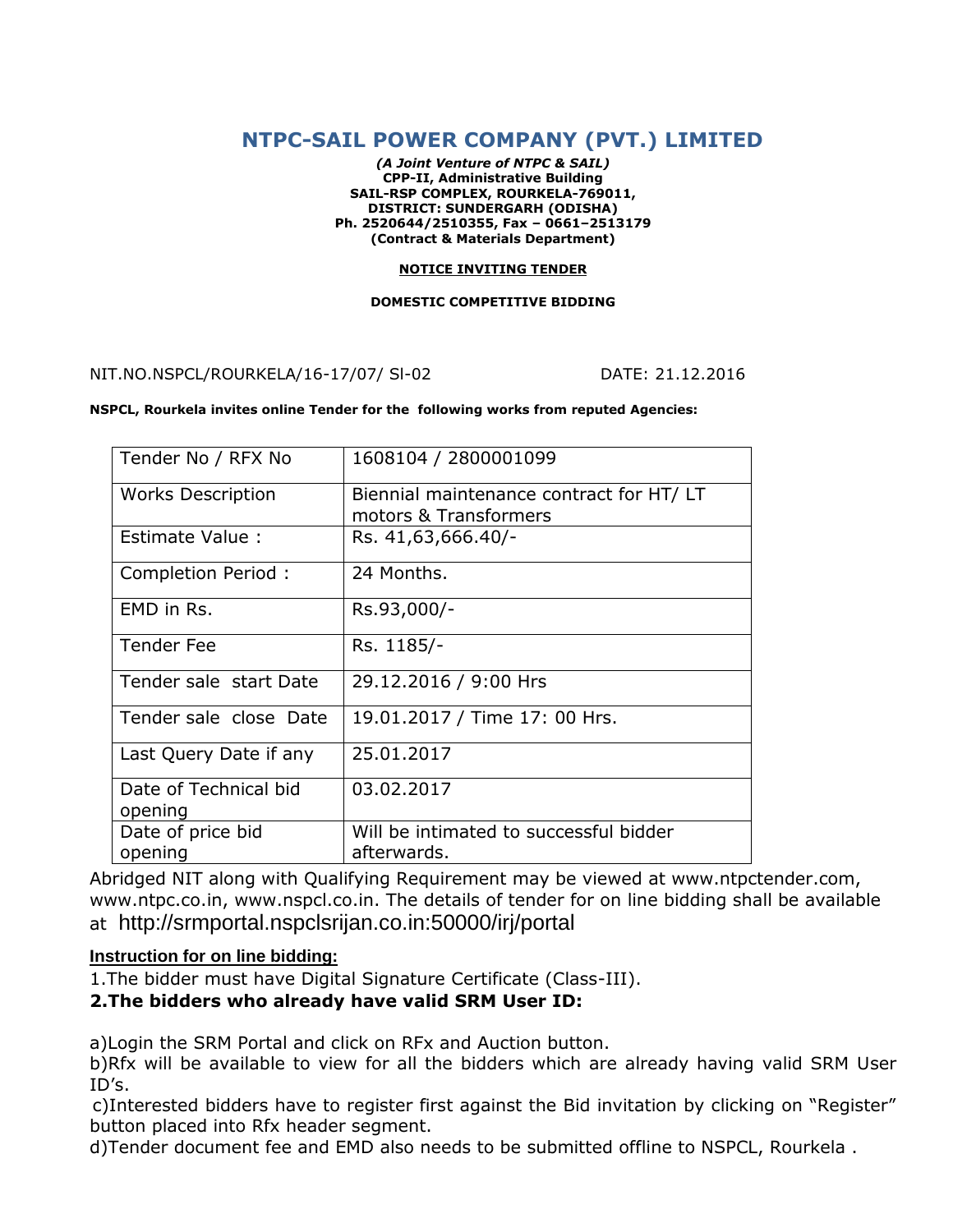# NTPC-SAIL POWER COMPANY (PVT.) LIMITED

***(A Joint Venture of NTPC & SAIL)***
**CPP-II, Administrative Building**
**SAIL-RSP COMPLEX, ROURKELA-769011,**
**DISTRICT: SUNDERGARH (ODISHA)**
**Ph. 2520644/2510355, Fax – 0661–2513179**
**(Contract & Materials Department)**

**NOTICE INVITING TENDER**

**DOMESTIC COMPETITIVE BIDDING**

NIT.NO.NSPCL/ROURKELA/16-17/07/ Sl-02 DATE: 21.12.2016

**NSPCL, Rourkela invites online Tender for the following works from reputed Agencies:**

| | |
|---|---|
| Tender No / RFX No | 1608104 / 2800001099 |
| Works Description | Biennial maintenance contract for HT/ LT motors & Transformers |
| Estimate Value : | Rs. 41,63,666.40/- |
| Completion Period : | 24 Months. |
| EMD in Rs. | Rs.93,000/- |
| Tender Fee | Rs. 1185/- |
| Tender sale start Date | 29.12.2016 / 9:00 Hrs |
| Tender sale close Date | 19.01.2017 / Time 17: 00 Hrs. |
| Last Query Date if any | 25.01.2017 |
| Date of Technical bid opening | 03.02.2017 |
| Date of price bid opening | Will be intimated to successful bidder afterwards. |

Abridged NIT along with Qualifying Requirement may be viewed at www.ntpctender.com, www.ntpc.co.in, www.nspcl.co.in. The details of tender for on line bidding shall be available at http://srmportal.nspclsrijan.co.in:50000/irj/portal

**Instruction for on line bidding:**

1.The bidder must have Digital Signature Certificate (Class-III).

**2.The bidders who already have valid SRM User ID:**

a)Login the SRM Portal and click on RFx and Auction button.

b)Rfx will be available to view for all the bidders which are already having valid SRM User ID's.

c)Interested bidders have to register first against the Bid invitation by clicking on "Register" button placed into Rfx header segment.

d)Tender document fee and EMD also needs to be submitted offline to NSPCL, Rourkela .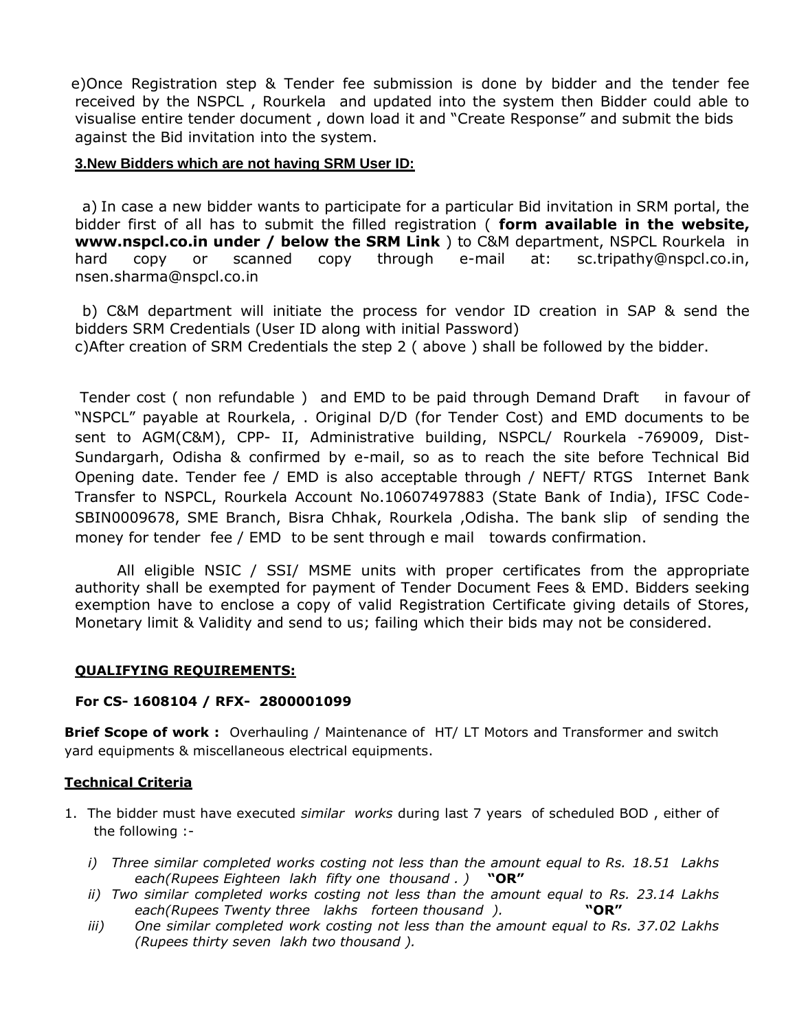e)Once Registration step & Tender fee submission is done by bidder and the tender fee received by the NSPCL , Rourkela and updated into the system then Bidder could able to visualise entire tender document , down load it and "Create Response" and submit the bids against the Bid invitation into the system.

### 3.New Bidders which are not having SRM User ID:

a) In case a new bidder wants to participate for a particular Bid invitation in SRM portal, the bidder first of all has to submit the filled registration ( **form available in the website, www.nspcl.co.in under / below the SRM Link** ) to C&M department, NSPCL Rourkela in hard copy or scanned copy through e-mail at: sc.tripathy@nspcl.co.in, nsen.sharma@nspcl.co.in

b) C&M department will initiate the process for vendor ID creation in SAP & send the bidders SRM Credentials (User ID along with initial Password)

c)After creation of SRM Credentials the step 2 ( above ) shall be followed by the bidder.

Tender cost ( non refundable ) and EMD to be paid through Demand Draft in favour of "NSPCL" payable at Rourkela, . Original D/D (for Tender Cost) and EMD documents to be sent to AGM(C&M), CPP- II, Administrative building, NSPCL/ Rourkela -769009, Dist- Sundargarh, Odisha & confirmed by e-mail, so as to reach the site before Technical Bid Opening date. Tender fee / EMD is also acceptable through / NEFT/ RTGS Internet Bank Transfer to NSPCL, Rourkela Account No.10607497883 (State Bank of India), IFSC Code- SBIN0009678, SME Branch, Bisra Chhak, Rourkela ,Odisha. The bank slip of sending the money for tender fee / EMD to be sent through e mail towards confirmation.

All eligible NSIC / SSI/ MSME units with proper certificates from the appropriate authority shall be exempted for payment of Tender Document Fees & EMD. Bidders seeking exemption have to enclose a copy of valid Registration Certificate giving details of Stores, Monetary limit & Validity and send to us; failing which their bids may not be considered.

## QUALIFYING REQUIREMENTS:

**For CS- 1608104 / RFX- 2800001099**

**Brief Scope of work :** Overhauling / Maintenance of HT/ LT Motors and Transformer and switch yard equipments & miscellaneous electrical equipments.

### Technical Criteria

1. The bidder must have executed *similar works* during last 7 years of scheduled BOD , either of the following :-

   *i) Three similar completed works costing not less than the amount equal to Rs. 18.51 Lakhs each(Rupees Eighteen lakh fifty one thousand . )* **"OR"**

   *ii) Two similar completed works costing not less than the amount equal to Rs. 23.14 Lakhs each(Rupees Twenty three lakhs forteen thousand ).* **"OR"**

   *iii) One similar completed work costing not less than the amount equal to Rs. 37.02 Lakhs (Rupees thirty seven lakh two thousand ).*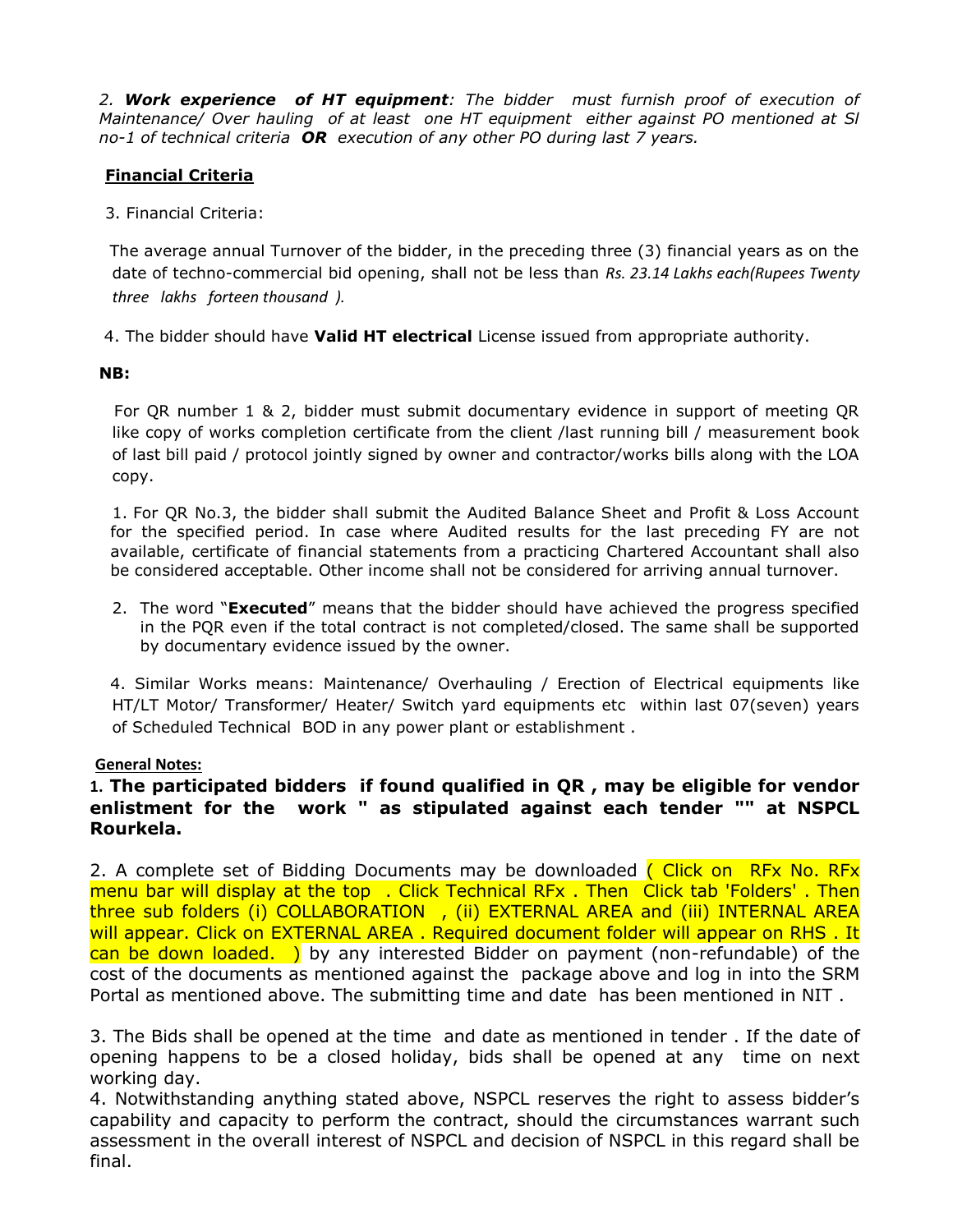*2. **Work experience of HT equipment**: The bidder must furnish proof of execution of Maintenance/ Over hauling of at least one HT equipment either against PO mentioned at Sl no-1 of technical criteria **OR** execution of any other PO during last 7 years.*

**Financial Criteria**

3. Financial Criteria:

The average annual Turnover of the bidder, in the preceding three (3) financial years as on the date of techno-commercial bid opening, shall not be less than *Rs. 23.14 Lakhs each(Rupees Twenty three lakhs forteen thousand ).*

4. The bidder should have **Valid HT electrical** License issued from appropriate authority.

**NB:**

For QR number 1 & 2, bidder must submit documentary evidence in support of meeting QR like copy of works completion certificate from the client /last running bill / measurement book of last bill paid / protocol jointly signed by owner and contractor/works bills along with the LOA copy.

1. For QR No.3, the bidder shall submit the Audited Balance Sheet and Profit & Loss Account for the specified period. In case where Audited results for the last preceding FY are not available, certificate of financial statements from a practicing Chartered Accountant shall also be considered acceptable. Other income shall not be considered for arriving annual turnover.

2. The word "**Executed**" means that the bidder should have achieved the progress specified in the PQR even if the total contract is not completed/closed. The same shall be supported by documentary evidence issued by the owner.

4. Similar Works means: Maintenance/ Overhauling / Erection of Electrical equipments like HT/LT Motor/ Transformer/ Heater/ Switch yard equipments etc within last 07(seven) years of Scheduled Technical BOD in any power plant or establishment .

**General Notes:**

1. **The participated bidders if found qualified in QR , may be eligible for vendor enlistment for the work " as stipulated against each tender "" at NSPCL Rourkela.**

2. A complete set of Bidding Documents may be downloaded ( Click on RFx No. RFx menu bar will display at the top . Click Technical RFx . Then Click tab 'Folders' . Then three sub folders (i) COLLABORATION , (ii) EXTERNAL AREA and (iii) INTERNAL AREA will appear. Click on EXTERNAL AREA . Required document folder will appear on RHS . It can be down loaded. ) by any interested Bidder on payment (non-refundable) of the cost of the documents as mentioned against the package above and log in into the SRM Portal as mentioned above. The submitting time and date has been mentioned in NIT .

3. The Bids shall be opened at the time and date as mentioned in tender . If the date of opening happens to be a closed holiday, bids shall be opened at any time on next working day.

4. Notwithstanding anything stated above, NSPCL reserves the right to assess bidder's capability and capacity to perform the contract, should the circumstances warrant such assessment in the overall interest of NSPCL and decision of NSPCL in this regard shall be final.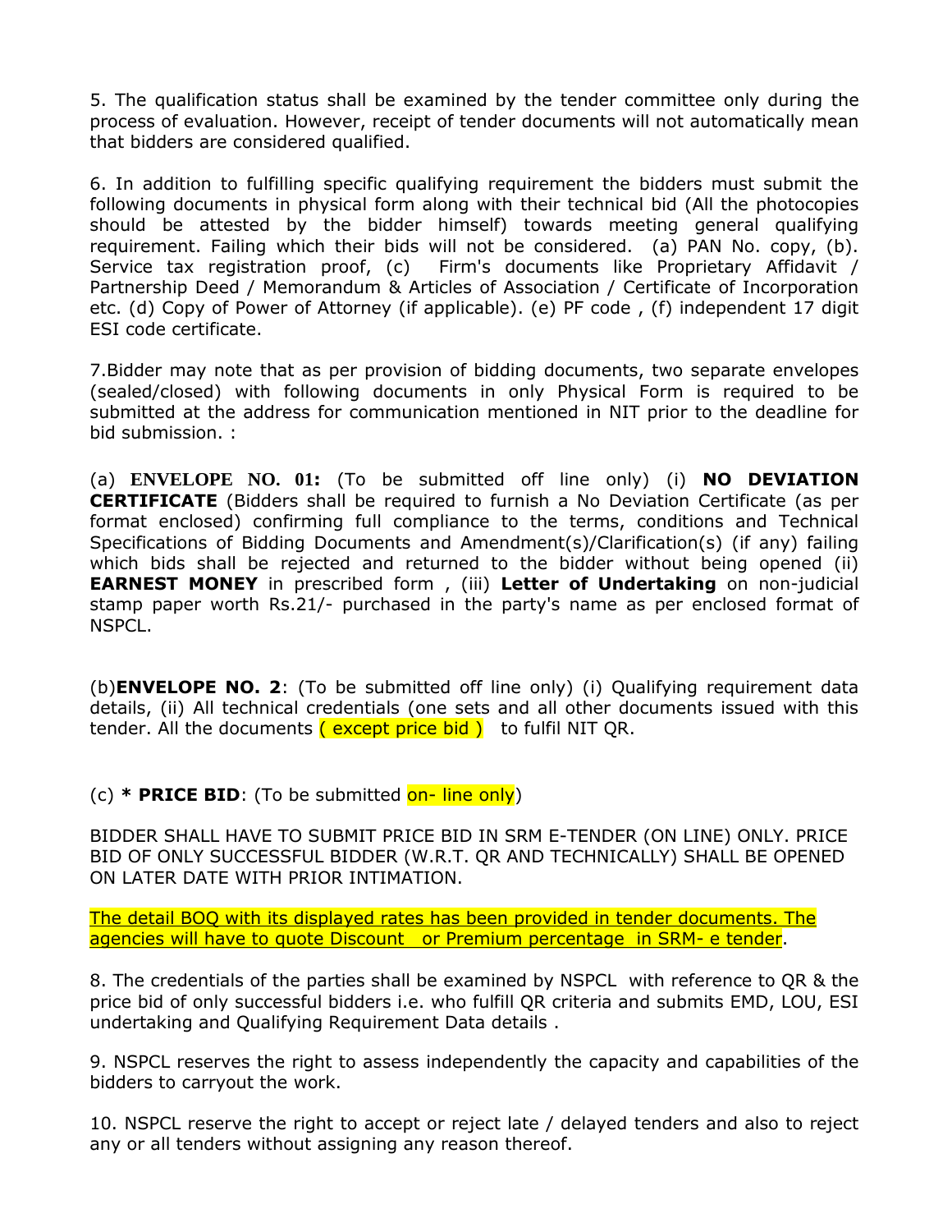5. The qualification status shall be examined by the tender committee only during the process of evaluation. However, receipt of tender documents will not automatically mean that bidders are considered qualified.

6. In addition to fulfilling specific qualifying requirement the bidders must submit the following documents in physical form along with their technical bid (All the photocopies should be attested by the bidder himself) towards meeting general qualifying requirement. Failing which their bids will not be considered. (a) PAN No. copy, (b). Service tax registration proof, (c) Firm's documents like Proprietary Affidavit / Partnership Deed / Memorandum & Articles of Association / Certificate of Incorporation etc. (d) Copy of Power of Attorney (if applicable). (e) PF code , (f) independent 17 digit ESI code certificate.

7.Bidder may note that as per provision of bidding documents, two separate envelopes (sealed/closed) with following documents in only Physical Form is required to be submitted at the address for communication mentioned in NIT prior to the deadline for bid submission. :

(a) **ENVELOPE NO. 01:** (To be submitted off line only) (i) **NO DEVIATION CERTIFICATE** (Bidders shall be required to furnish a No Deviation Certificate (as per format enclosed) confirming full compliance to the terms, conditions and Technical Specifications of Bidding Documents and Amendment(s)/Clarification(s) (if any) failing which bids shall be rejected and returned to the bidder without being opened (ii) **EARNEST MONEY** in prescribed form , (iii) **Letter of Undertaking** on non-judicial stamp paper worth Rs.21/- purchased in the party's name as per enclosed format of NSPCL.

(b)**ENVELOPE NO. 2**: (To be submitted off line only) (i) Qualifying requirement data details, (ii) All technical credentials (one sets and all other documents issued with this tender. All the documents ( except price bid ) to fulfil NIT QR.

(c) *** PRICE BID**: (To be submitted on- line only)

BIDDER SHALL HAVE TO SUBMIT PRICE BID IN SRM E-TENDER (ON LINE) ONLY. PRICE BID OF ONLY SUCCESSFUL BIDDER (W.R.T. QR AND TECHNICALLY) SHALL BE OPENED ON LATER DATE WITH PRIOR INTIMATION.

The detail BOQ with its displayed rates has been provided in tender documents. The agencies will have to quote Discount or Premium percentage in SRM- e tender.

8. The credentials of the parties shall be examined by NSPCL with reference to QR & the price bid of only successful bidders i.e. who fulfill QR criteria and submits EMD, LOU, ESI undertaking and Qualifying Requirement Data details .

9. NSPCL reserves the right to assess independently the capacity and capabilities of the bidders to carryout the work.

10. NSPCL reserve the right to accept or reject late / delayed tenders and also to reject any or all tenders without assigning any reason thereof.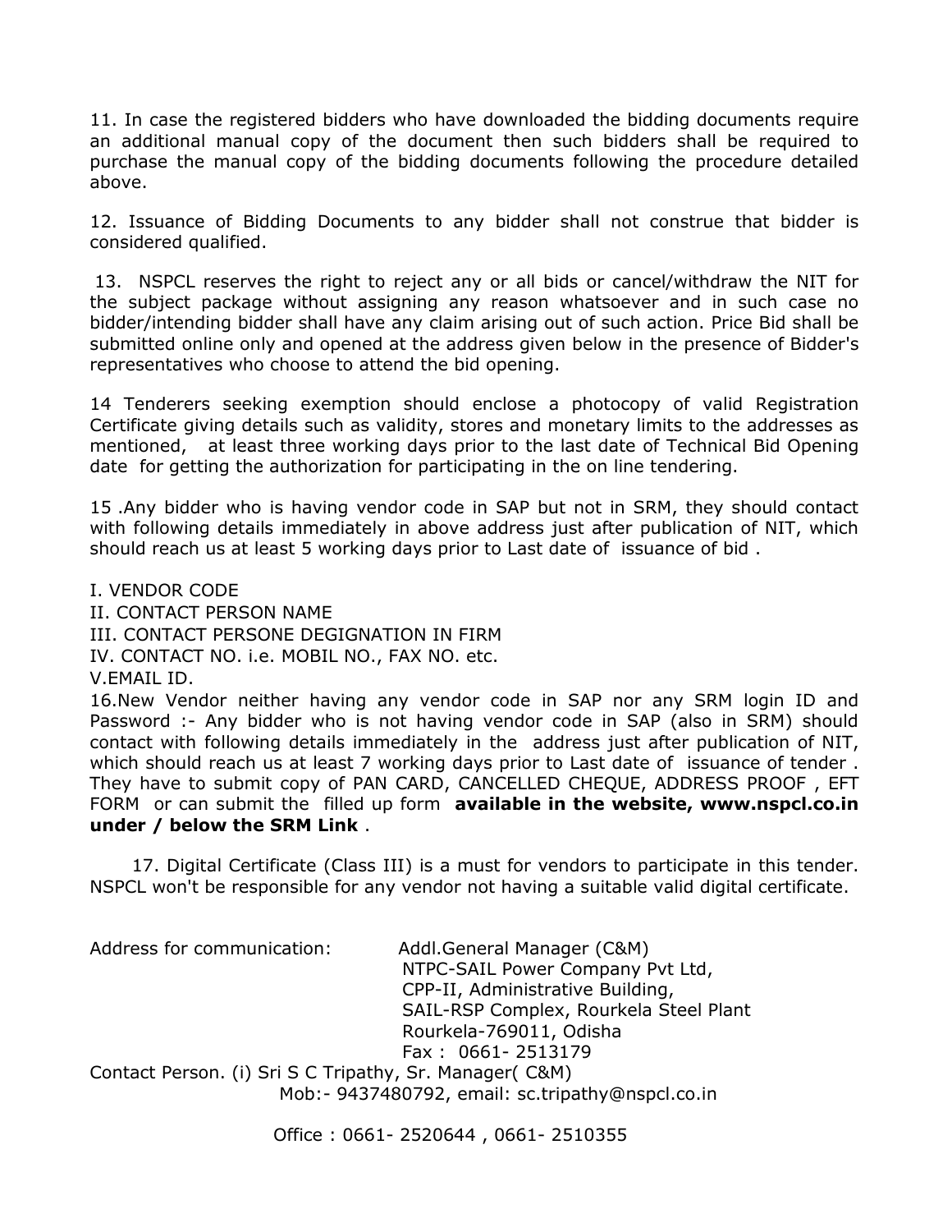11. In case the registered bidders who have downloaded the bidding documents require an additional manual copy of the document then such bidders shall be required to purchase the manual copy of the bidding documents following the procedure detailed above.

12. Issuance of Bidding Documents to any bidder shall not construe that bidder is considered qualified.

13. NSPCL reserves the right to reject any or all bids or cancel/withdraw the NIT for the subject package without assigning any reason whatsoever and in such case no bidder/intending bidder shall have any claim arising out of such action. Price Bid shall be submitted online only and opened at the address given below in the presence of Bidder's representatives who choose to attend the bid opening.

14 Tenderers seeking exemption should enclose a photocopy of valid Registration Certificate giving details such as validity, stores and monetary limits to the addresses as mentioned, at least three working days prior to the last date of Technical Bid Opening date for getting the authorization for participating in the on line tendering.

15 .Any bidder who is having vendor code in SAP but not in SRM, they should contact with following details immediately in above address just after publication of NIT, which should reach us at least 5 working days prior to Last date of issuance of bid .

I. VENDOR CODE
II. CONTACT PERSON NAME
III. CONTACT PERSONE DEGIGNATION IN FIRM
IV. CONTACT NO. i.e. MOBIL NO., FAX NO. etc.
V.EMAIL ID.

16.New Vendor neither having any vendor code in SAP nor any SRM login ID and Password :- Any bidder who is not having vendor code in SAP (also in SRM) should contact with following details immediately in the address just after publication of NIT, which should reach us at least 7 working days prior to Last date of issuance of tender . They have to submit copy of PAN CARD, CANCELLED CHEQUE, ADDRESS PROOF , EFT FORM or can submit the filled up form **available in the website, www.nspcl.co.in under / below the SRM Link** .

17. Digital Certificate (Class III) is a must for vendors to participate in this tender. NSPCL won't be responsible for any vendor not having a suitable valid digital certificate.

Address for communication: Addl.General Manager (C&M)
NTPC-SAIL Power Company Pvt Ltd,
CPP-II, Administrative Building,
SAIL-RSP Complex, Rourkela Steel Plant
Rourkela-769011, Odisha
Fax : 0661- 2513179

Contact Person. (i) Sri S C Tripathy, Sr. Manager( C&M)
Mob:- 9437480792, email: sc.tripathy@nspcl.co.in

Office : 0661- 2520644 , 0661- 2510355